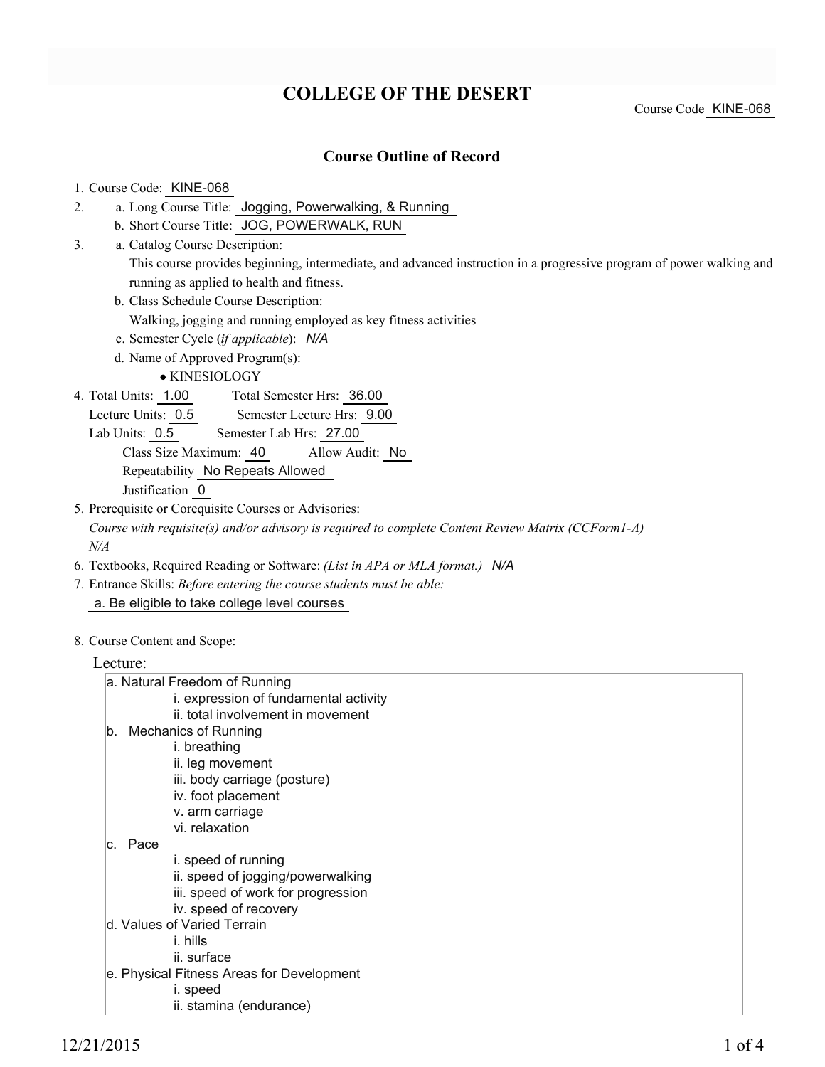# COLLEGE OF THE DESERT

Course Code KINE-068

## Course Outline of Record

1. Course Code: KINE-068
2. a. Long Course Title: Jogging, Powerwalking, & Running
   b. Short Course Title: JOG, POWERWALK, RUN
3. a. Catalog Course Description:
   This course provides beginning, intermediate, and advanced instruction in a progressive program of power walking and running as applied to health and fitness.
   b. Class Schedule Course Description:
   Walking, jogging and running employed as key fitness activities
   c. Semester Cycle (*if applicable*): *N/A*
   d. Name of Approved Program(s):
   - KINESIOLOGY
4. Total Units: 1.00  Total Semester Hrs: 36.00
   Lecture Units: 0.5  Semester Lecture Hrs: 9.00
   Lab Units: 0.5  Semester Lab Hrs: 27.00
   Class Size Maximum: 40  Allow Audit: No
   Repeatability No Repeats Allowed
   Justification 0
5. Prerequisite or Corequisite Courses or Advisories:
   *Course with requisite(s) and/or advisory is required to complete Content Review Matrix (CCForm1-A)*
   *N/A*
6. Textbooks, Required Reading or Software: *(List in APA or MLA format.)* *N/A*
7. Entrance Skills: *Before entering the course students must be able:*
   a. Be eligible to take college level courses
8. Course Content and Scope:

Lecture:

a. Natural Freedom of Running
   - i. expression of fundamental activity
   - ii. total involvement in movement

b. Mechanics of Running
   - i. breathing
   - ii. leg movement
   - iii. body carriage (posture)
   - iv. foot placement
   - v. arm carriage
   - vi. relaxation

c. Pace
   - i. speed of running
   - ii. speed of jogging/powerwalking
   - iii. speed of work for progression
   - iv. speed of recovery

d. Values of Varied Terrain
   - i. hills
   - ii. surface

e. Physical Fitness Areas for Development
   - i. speed
   - ii. stamina (endurance)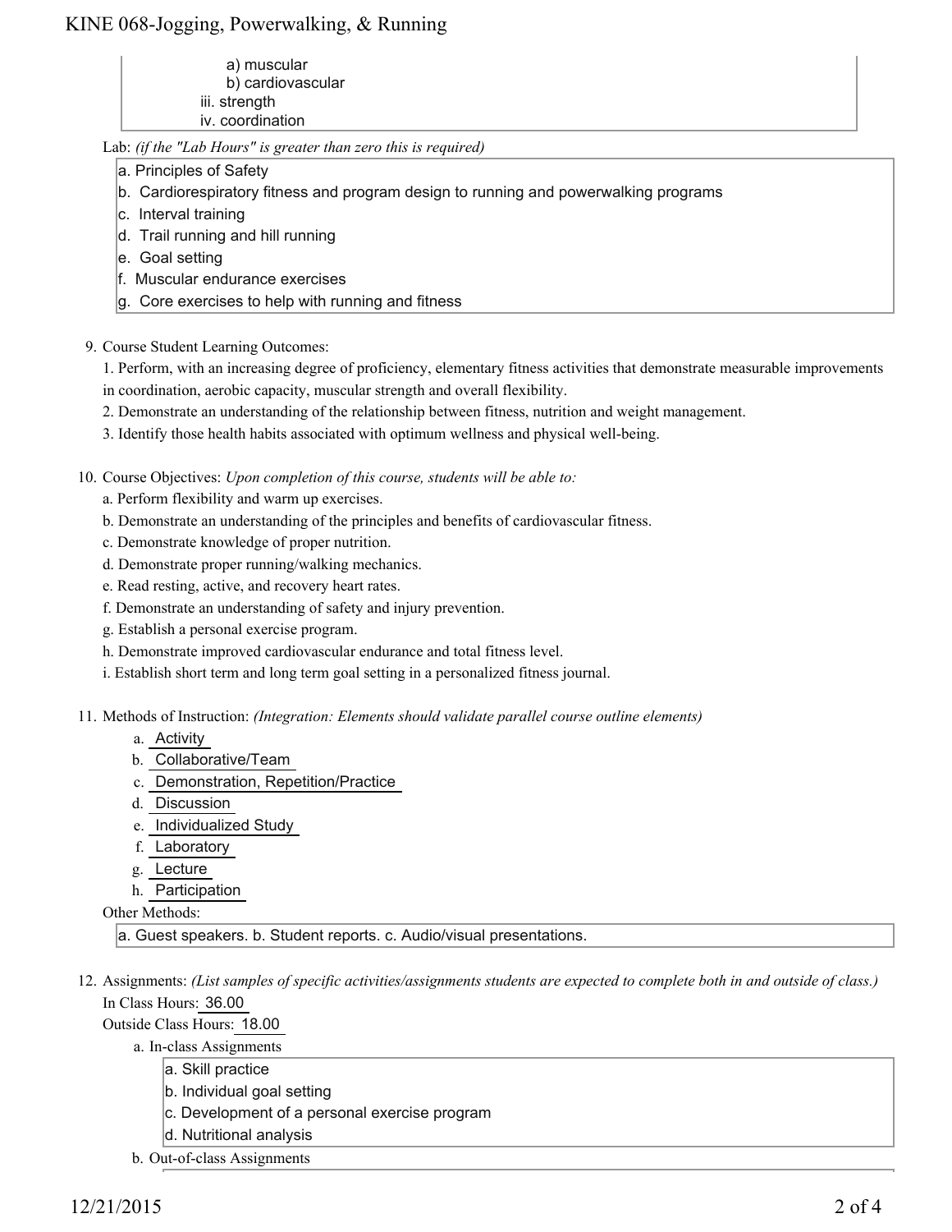a) muscular
  b) cardiovascular
iii. strength
iv. coordination

Lab: *(if the "Lab Hours" is greater than zero this is required)*

a. Principles of Safety
b. Cardiorespiratory fitness and program design to running and powerwalking programs
c. Interval training
d. Trail running and hill running
e. Goal setting
f. Muscular endurance exercises
g. Core exercises to help with running and fitness

9. Course Student Learning Outcomes:

1. Perform, with an increasing degree of proficiency, elementary fitness activities that demonstrate measurable improvements in coordination, aerobic capacity, muscular strength and overall flexibility.
2. Demonstrate an understanding of the relationship between fitness, nutrition and weight management.
3. Identify those health habits associated with optimum wellness and physical well-being.

10. Course Objectives: *Upon completion of this course, students will be able to:*

a. Perform flexibility and warm up exercises.
b. Demonstrate an understanding of the principles and benefits of cardiovascular fitness.
c. Demonstrate knowledge of proper nutrition.
d. Demonstrate proper running/walking mechanics.
e. Read resting, active, and recovery heart rates.
f. Demonstrate an understanding of safety and injury prevention.
g. Establish a personal exercise program.
h. Demonstrate improved cardiovascular endurance and total fitness level.
i. Establish short term and long term goal setting in a personalized fitness journal.

11. Methods of Instruction: *(Integration: Elements should validate parallel course outline elements)*

a. Activity
b. Collaborative/Team
c. Demonstration, Repetition/Practice
d. Discussion
e. Individualized Study
f. Laboratory
g. Lecture
h. Participation

Other Methods:

a. Guest speakers. b. Student reports. c. Audio/visual presentations.

12. Assignments: *(List samples of specific activities/assignments students are expected to complete both in and outside of class.)*

In Class Hours: 36.00

Outside Class Hours: 18.00

a. In-class Assignments

a. Skill practice
b. Individual goal setting
c. Development of a personal exercise program
d. Nutritional analysis

b. Out-of-class Assignments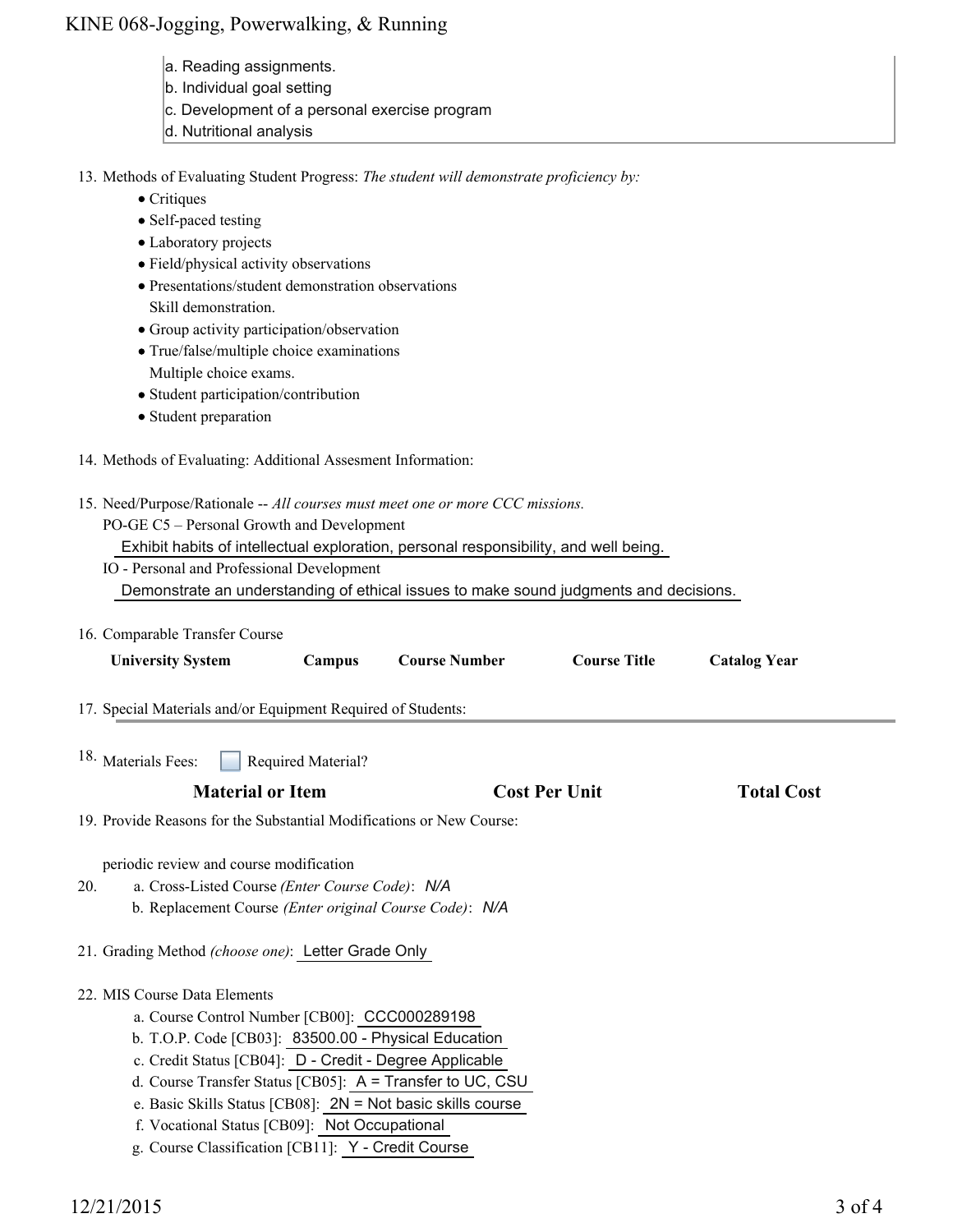a. Reading assignments.
b. Individual goal setting
c. Development of a personal exercise program
d. Nutritional analysis

13. Methods of Evaluating Student Progress: *The student will demonstrate proficiency by:*
    - Critiques
    - Self-paced testing
    - Laboratory projects
    - Field/physical activity observations
    - Presentations/student demonstration observations
      Skill demonstration.
    - Group activity participation/observation
    - True/false/multiple choice examinations
      Multiple choice exams.
    - Student participation/contribution
    - Student preparation

14. Methods of Evaluating: Additional Assesment Information:

15. Need/Purpose/Rationale -- *All courses must meet one or more CCC missions.*
    PO-GE C5 – Personal Growth and Development
    Exhibit habits of intellectual exploration, personal responsibility, and well being.
    IO - Personal and Professional Development
    Demonstrate an understanding of ethical issues to make sound judgments and decisions.

16. Comparable Transfer Course

| University System | Campus | Course Number | Course Title | Catalog Year |
|---|---|---|---|---|

17. Special Materials and/or Equipment Required of Students:

18. Materials Fees: ☐ Required Material?

| Material or Item | Cost Per Unit | Total Cost |
|---|---|---|

19. Provide Reasons for the Substantial Modifications or New Course:

    periodic review and course modification

20. a. Cross-Listed Course *(Enter Course Code)*: *N/A*
    b. Replacement Course *(Enter original Course Code)*: *N/A*

21. Grading Method *(choose one)*: Letter Grade Only

22. MIS Course Data Elements
    a. Course Control Number [CB00]: CCC000289198
    b. T.O.P. Code [CB03]: 83500.00 - Physical Education
    c. Credit Status [CB04]: D - Credit - Degree Applicable
    d. Course Transfer Status [CB05]: A = Transfer to UC, CSU
    e. Basic Skills Status [CB08]: 2N = Not basic skills course
    f. Vocational Status [CB09]: Not Occupational
    g. Course Classification [CB11]: Y - Credit Course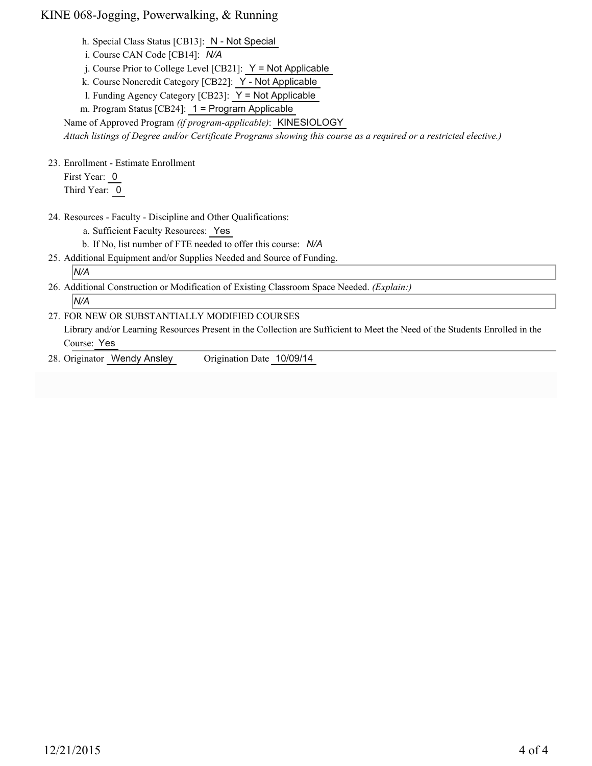h. Special Class Status [CB13]: N - Not Special
i. Course CAN Code [CB14]: *N/A*
j. Course Prior to College Level [CB21]: Y = Not Applicable
k. Course Noncredit Category [CB22]: Y - Not Applicable
l. Funding Agency Category [CB23]: Y = Not Applicable
m. Program Status [CB24]: 1 = Program Applicable

Name of Approved Program *(if program-applicable)*: KINESIOLOGY

*Attach listings of Degree and/or Certificate Programs showing this course as a required or a restricted elective.)*

23. Enrollment - Estimate Enrollment
    First Year: 0
    Third Year: 0

24. Resources - Faculty - Discipline and Other Qualifications:
    a. Sufficient Faculty Resources: Yes
    b. If No, list number of FTE needed to offer this course: *N/A*

25. Additional Equipment and/or Supplies Needed and Source of Funding.
    *N/A*

26. Additional Construction or Modification of Existing Classroom Space Needed. *(Explain:)*
    *N/A*

27. FOR NEW OR SUBSTANTIALLY MODIFIED COURSES
    Library and/or Learning Resources Present in the Collection are Sufficient to Meet the Need of the Students Enrolled in the Course: Yes

28. Originator Wendy Ansley    Origination Date 10/09/14